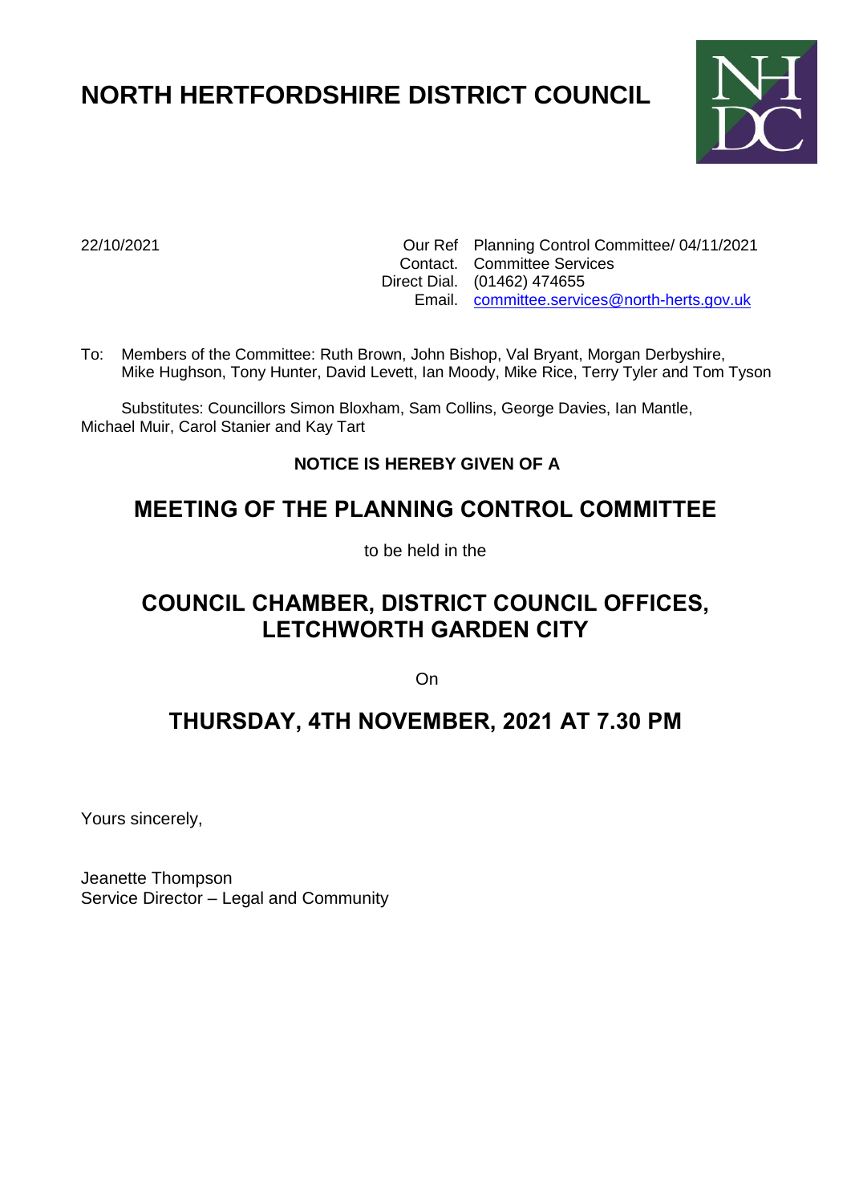# NORTH HERTFORDSHIRE DISTRICT COUNCIL

22/10/2021

Our Ref Planning Control Committee/ 04/11/2021
Contact. Committee Services
Direct Dial. (01462) 474655
Email. committee.services@north-herts.gov.uk

To: Members of the Committee: Ruth Brown, John Bishop, Val Bryant, Morgan Derbyshire, Mike Hughson, Tony Hunter, David Levett, Ian Moody, Mike Rice, Terry Tyler and Tom Tyson

Substitutes: Councillors Simon Bloxham, Sam Collins, George Davies, Ian Mantle, Michael Muir, Carol Stanier and Kay Tart

**NOTICE IS HEREBY GIVEN OF A**

## MEETING OF THE PLANNING CONTROL COMMITTEE

to be held in the

## COUNCIL CHAMBER, DISTRICT COUNCIL OFFICES, LETCHWORTH GARDEN CITY

On

## THURSDAY, 4TH NOVEMBER, 2021 AT 7.30 PM

Yours sincerely,

Jeanette Thompson
Service Director – Legal and Community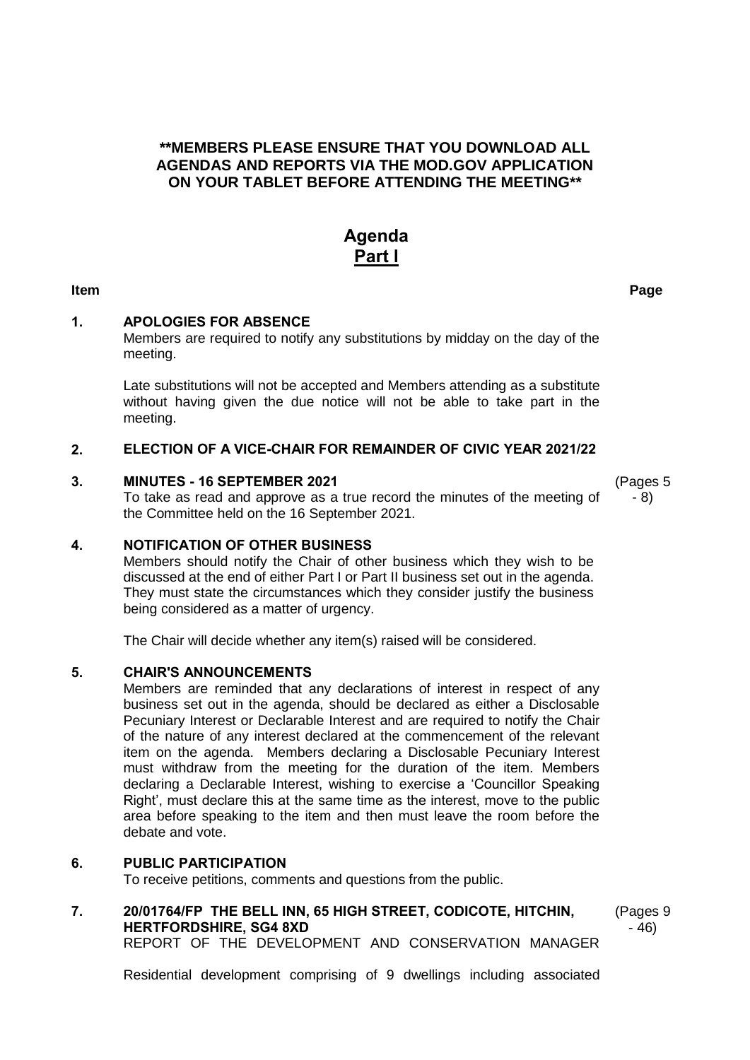**\*\*MEMBERS PLEASE ENSURE THAT YOU DOWNLOAD ALL AGENDAS AND REPORTS VIA THE MOD.GOV APPLICATION ON YOUR TABLET BEFORE ATTENDING THE MEETING\*\***

# Agenda
## Part I

| Item | | Page |
|---|---|---|
| **1.** | **APOLOGIES FOR ABSENCE**<br>Members are required to notify any substitutions by midday on the day of the meeting.<br><br>Late substitutions will not be accepted and Members attending as a substitute without having given the due notice will not be able to take part in the meeting. | |
| **2.** | **ELECTION OF A VICE-CHAIR FOR REMAINDER OF CIVIC YEAR 2021/22** | |
| **3.** | **MINUTES - 16 SEPTEMBER 2021**<br>To take as read and approve as a true record the minutes of the meeting of the Committee held on the 16 September 2021. | (Pages 5 - 8) |
| **4.** | **NOTIFICATION OF OTHER BUSINESS**<br>Members should notify the Chair of other business which they wish to be discussed at the end of either Part I or Part II business set out in the agenda. They must state the circumstances which they consider justify the business being considered as a matter of urgency.<br><br>The Chair will decide whether any item(s) raised will be considered. | |
| **5.** | **CHAIR'S ANNOUNCEMENTS**<br>Members are reminded that any declarations of interest in respect of any business set out in the agenda, should be declared as either a Disclosable Pecuniary Interest or Declarable Interest and are required to notify the Chair of the nature of any interest declared at the commencement of the relevant item on the agenda. Members declaring a Disclosable Pecuniary Interest must withdraw from the meeting for the duration of the item. Members declaring a Declarable Interest, wishing to exercise a 'Councillor Speaking Right', must declare this at the same time as the interest, move to the public area before speaking to the item and then must leave the room before the debate and vote. | |
| **6.** | **PUBLIC PARTICIPATION**<br>To receive petitions, comments and questions from the public. | |
| **7.** | **20/01764/FP THE BELL INN, 65 HIGH STREET, CODICOTE, HITCHIN, HERTFORDSHIRE, SG4 8XD**<br>REPORT OF THE DEVELOPMENT AND CONSERVATION MANAGER<br><br>Residential development comprising of 9 dwellings including associated | (Pages 9 - 46) |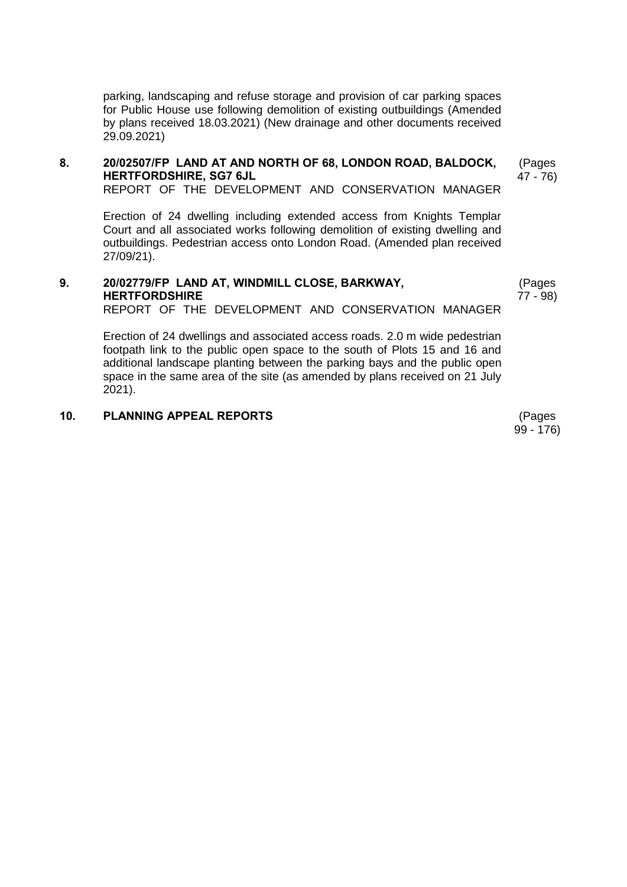parking, landscaping and refuse storage and provision of car parking spaces for Public House use following demolition of existing outbuildings (Amended by plans received 18.03.2021) (New drainage and other documents received 29.09.2021)

**8. 20/02507/FP LAND AT AND NORTH OF 68, LONDON ROAD, BALDOCK, HERTFORDSHIRE, SG7 6JL** (Pages 47 - 76)

REPORT OF THE DEVELOPMENT AND CONSERVATION MANAGER

Erection of 24 dwelling including extended access from Knights Templar Court and all associated works following demolition of existing dwelling and outbuildings. Pedestrian access onto London Road. (Amended plan received 27/09/21).

**9. 20/02779/FP LAND AT, WINDMILL CLOSE, BARKWAY, HERTFORDSHIRE** (Pages 77 - 98)

REPORT OF THE DEVELOPMENT AND CONSERVATION MANAGER

Erection of 24 dwellings and associated access roads. 2.0 m wide pedestrian footpath link to the public open space to the south of Plots 15 and 16 and additional landscape planting between the parking bays and the public open space in the same area of the site (as amended by plans received on 21 July 2021).

**10. PLANNING APPEAL REPORTS** (Pages 99 - 176)